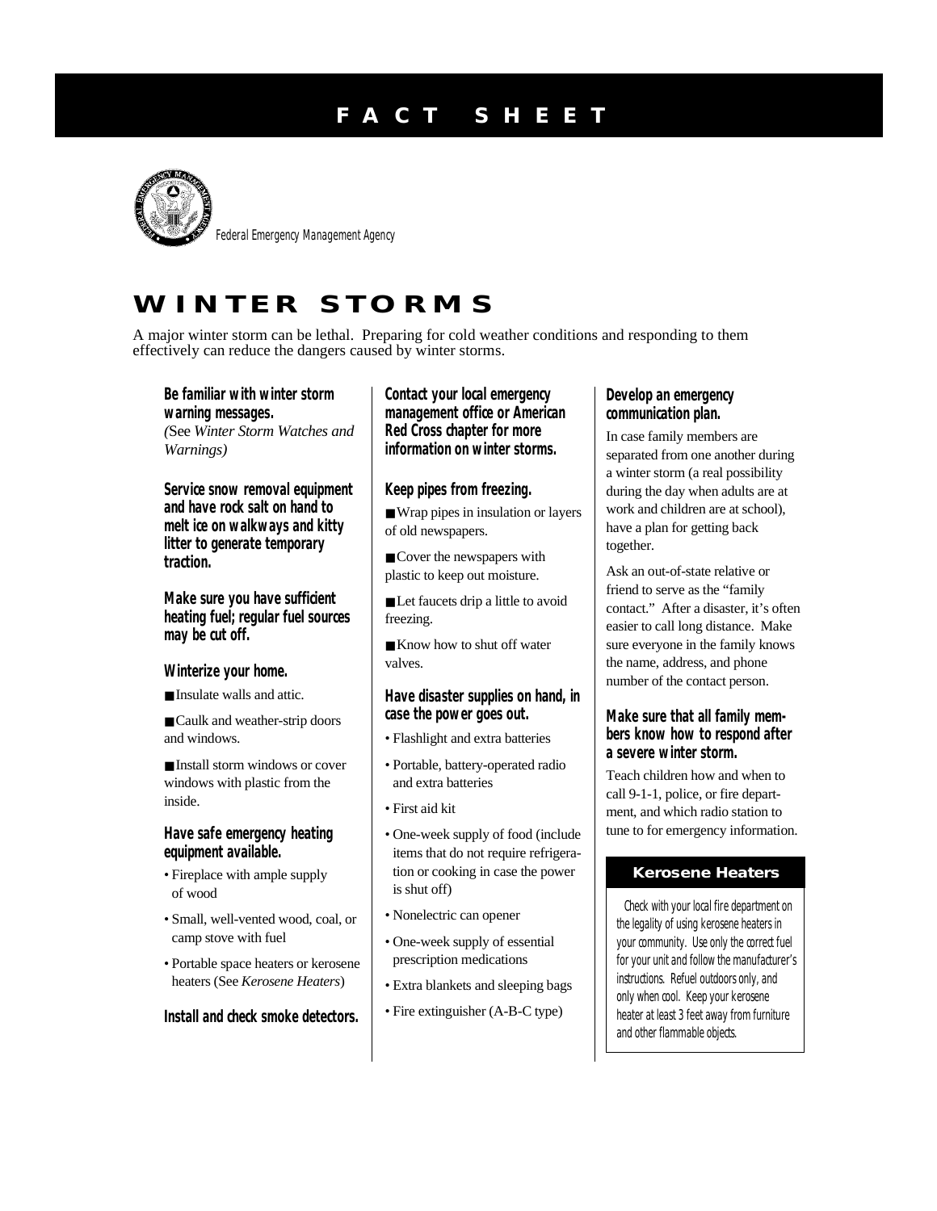# FACT SHEET

Federal Emergency Management Agency

## WINTER STORMS

A major winter storm can be lethal. Preparing for cold weather conditions and responding to them effectively can reduce the dangers caused by winter storms.

**Be familiar with winter storm warning messages.**
*(*See *Winter Storm Watches and Warnings)*

**Service snow removal equipment and have rock salt on hand to melt ice on walkways and kitty litter to generate temporary traction.**

**Make sure you have sufficient heating fuel; regular fuel sources may be cut off.**

**Winterize your home.**

- Insulate walls and attic.
- Caulk and weather-strip doors and windows.
- Install storm windows or cover windows with plastic from the inside.

**Have safe emergency heating equipment available.**

- Fireplace with ample supply of wood
- Small, well-vented wood, coal, or camp stove with fuel
- Portable space heaters or kerosene heaters (See *Kerosene Heaters*)

**Install and check smoke detectors.**

**Contact your local emergency management office or American Red Cross chapter for more information on winter storms.**

**Keep pipes from freezing.**

- Wrap pipes in insulation or layers of old newspapers.
- Cover the newspapers with plastic to keep out moisture.
- Let faucets drip a little to avoid freezing.
- Know how to shut off water valves.

**Have disaster supplies on hand, in case the power goes out.**

- Flashlight and extra batteries
- Portable, battery-operated radio and extra batteries
- First aid kit
- One-week supply of food (include items that do not require refrigeration or cooking in case the power is shut off)
- Nonelectric can opener
- One-week supply of essential prescription medications
- Extra blankets and sleeping bags
- Fire extinguisher (A-B-C type)

**Develop an emergency communication plan.**

In case family members are separated from one another during a winter storm (a real possibility during the day when adults are at work and children are at school), have a plan for getting back together.

Ask an out-of-state relative or friend to serve as the "family contact." After a disaster, it's often easier to call long distance. Make sure everyone in the family knows the name, address, and phone number of the contact person.

**Make sure that all family members know how to respond after a severe winter storm.**

Teach children how and when to call 9-1-1, police, or fire department, and which radio station to tune to for emergency information.

**Kerosene Heaters**

Check with your local fire department on the legality of using kerosene heaters in your community. Use only the correct fuel for your unit and follow the manufacturer's instructions. Refuel outdoors only, and only when cool. Keep your kerosene heater at least 3 feet away from furniture and other flammable objects.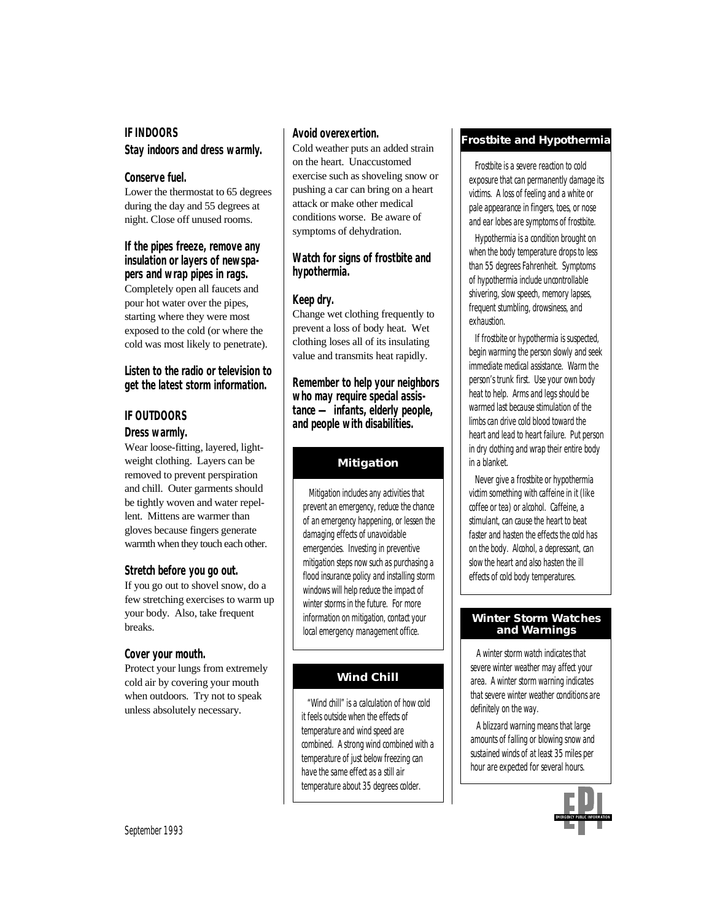**IF INDOORS**

**Stay indoors and dress warmly.**

**Conserve fuel.**

Lower the thermostat to 65 degrees during the day and 55 degrees at night. Close off unused rooms.

**If the pipes freeze, remove any insulation or layers of newspapers and wrap pipes in rags.**

Completely open all faucets and pour hot water over the pipes, starting where they were most exposed to the cold (or where the cold was most likely to penetrate).

**Listen to the radio or television to get the latest storm information.**

**IF OUTDOORS**

**Dress warmly.**

Wear loose-fitting, layered, lightweight clothing. Layers can be removed to prevent perspiration and chill. Outer garments should be tightly woven and water repellent. Mittens are warmer than gloves because fingers generate warmth when they touch each other.

**Stretch before you go out.**

If you go out to shovel snow, do a few stretching exercises to warm up your body. Also, take frequent breaks.

**Cover your mouth.**

Protect your lungs from extremely cold air by covering your mouth when outdoors. Try not to speak unless absolutely necessary.

**Avoid overexertion.**

Cold weather puts an added strain on the heart. Unaccustomed exercise such as shoveling snow or pushing a car can bring on a heart attack or make other medical conditions worse. Be aware of symptoms of dehydration.

**Watch for signs of frostbite and hypothermia.**

**Keep dry.**

Change wet clothing frequently to prevent a loss of body heat. Wet clothing loses all of its insulating value and transmits heat rapidly.

**Remember to help your neighbors who may require special assistance — infants, elderly people, and people with disabilities.**

## Mitigation

Mitigation includes any activities that prevent an emergency, reduce the chance of an emergency happening, or lessen the damaging effects of unavoidable emergencies. Investing in preventive mitigation steps now such as purchasing a flood insurance policy and installing storm windows will help reduce the impact of winter storms in the future. For more information on mitigation, contact your local emergency management office.

## Wind Chill

"Wind chill" is a calculation of how cold it feels outside when the effects of temperature and wind speed are combined. A strong wind combined with a temperature of just below freezing can have the same effect as a still air temperature about 35 degrees colder.

## Frostbite and Hypothermia

Frostbite is a severe reaction to cold exposure that can permanently damage its victims. A loss of feeling and a white or pale appearance in fingers, toes, or nose and ear lobes are symptoms of frostbite.

Hypothermia is a condition brought on when the body temperature drops to less than 55 degrees Fahrenheit. Symptoms of hypothermia include uncontrollable shivering, slow speech, memory lapses, frequent stumbling, drowsiness, and exhaustion.

If frostbite or hypothermia is suspected, begin warming the person slowly and seek immediate medical assistance. Warm the person's trunk first. Use your own body heat to help. Arms and legs should be warmed last because stimulation of the limbs can drive cold blood toward the heart and lead to heart failure. Put person in dry clothing and wrap their entire body in a blanket.

Never give a frostbite or hypothermia victim something with caffeine in it (like coffee or tea) or alcohol. Caffeine, a stimulant, can cause the heart to beat faster and hasten the effects the cold has on the body. Alcohol, a depressant, can slow the heart and also hasten the ill effects of cold body temperatures.

## Winter Storm Watches and Warnings

A winter storm watch indicates that severe winter weather may affect your area. A winter storm warning indicates that severe winter weather conditions are definitely on the way.

A blizzard warning means that large amounts of falling or blowing snow and sustained winds of at least 35 miles per hour are expected for several hours.

EPI EMERGENCY PUBLIC INFORMATION

September 1993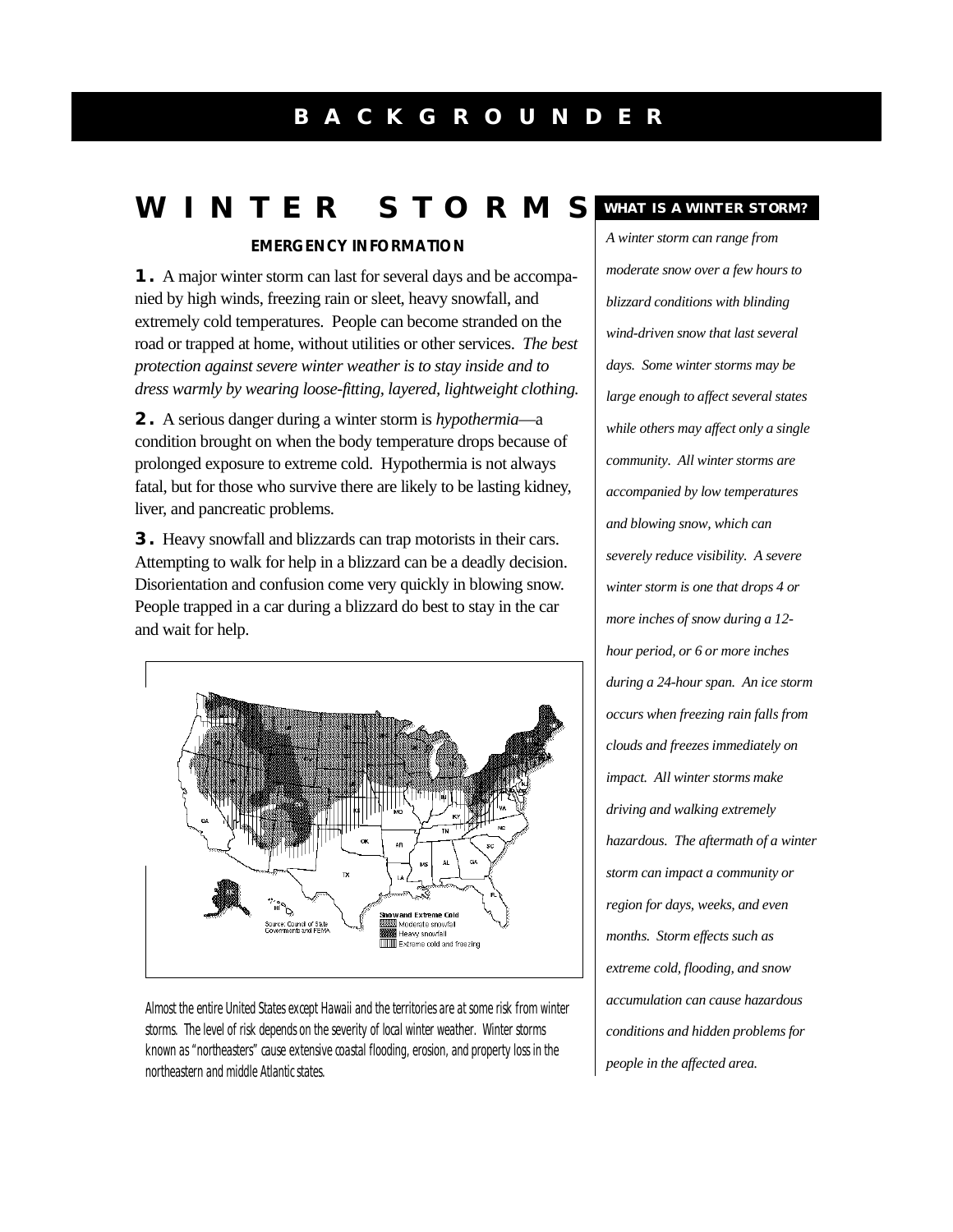# BACKGROUNDER

## WINTER STORMS

### EMERGENCY INFORMATION

**1.** A major winter storm can last for several days and be accompanied by high winds, freezing rain or sleet, heavy snowfall, and extremely cold temperatures. People can become stranded on the road or trapped at home, without utilities or other services. *The best protection against severe winter weather is to stay inside and to dress warmly by wearing loose-fitting, layered, lightweight clothing.*

**2.** A serious danger during a winter storm is *hypothermia*—a condition brought on when the body temperature drops because of prolonged exposure to extreme cold. Hypothermia is not always fatal, but for those who survive there are likely to be lasting kidney, liver, and pancreatic problems.

**3.** Heavy snowfall and blizzards can trap motorists in their cars. Attempting to walk for help in a blizzard can be a deadly decision. Disorientation and confusion come very quickly in blowing snow. People trapped in a car during a blizzard do best to stay in the car and wait for help.

Snow and Extreme Cold
Moderate snowfall
Heavy snowfall
Extreme cold and freezing
Source: Council of State Governments and FEMA

Almost the entire United States except Hawaii and the territories are at some risk from winter storms. The level of risk depends on the severity of local winter weather. Winter storms known as "northeasters" cause extensive coastal flooding, erosion, and property loss in the northeastern and middle Atlantic states.

### WHAT IS A WINTER STORM?

*A winter storm can range from moderate snow over a few hours to blizzard conditions with blinding wind-driven snow that last several days. Some winter storms may be large enough to affect several states while others may affect only a single community. All winter storms are accompanied by low temperatures and blowing snow, which can severely reduce visibility. A severe winter storm is one that drops 4 or more inches of snow during a 12-hour period, or 6 or more inches during a 24-hour span. An ice storm occurs when freezing rain falls from clouds and freezes immediately on impact. All winter storms make driving and walking extremely hazardous. The aftermath of a winter storm can impact a community or region for days, weeks, and even months. Storm effects such as extreme cold, flooding, and snow accumulation can cause hazardous conditions and hidden problems for people in the affected area.*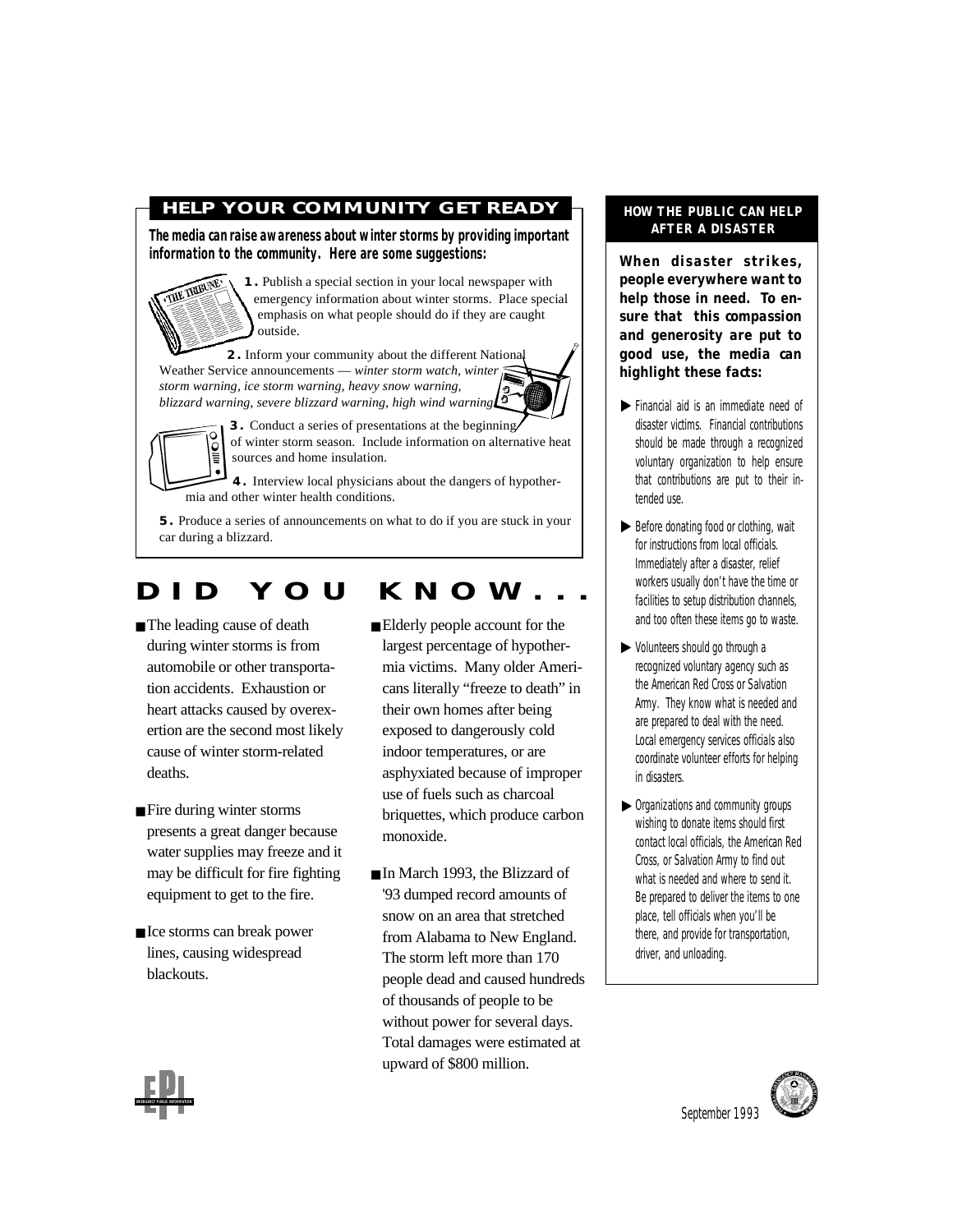## HELP YOUR COMMUNITY GET READY

***The media can raise awareness about winter storms by providing important information to the community. Here are some suggestions:***

**1.** Publish a special section in your local newspaper with emergency information about winter storms. Place special emphasis on what people should do if they are caught outside.

**2.** Inform your community about the different National Weather Service announcements — *winter storm watch, winter storm warning, ice storm warning, heavy snow warning, blizzard warning, severe blizzard warning, high wind warning.*

**3.** Conduct a series of presentations at the beginning of winter storm season. Include information on alternative heat sources and home insulation.

**4.** Interview local physicians about the dangers of hypothermia and other winter health conditions.

**5.** Produce a series of announcements on what to do if you are stuck in your car during a blizzard.

# DID YOU KNOW . . .

- The leading cause of death during winter storms is from automobile or other transportation accidents. Exhaustion or heart attacks caused by overexertion are the second most likely cause of winter storm-related deaths.
- Fire during winter storms presents a great danger because water supplies may freeze and it may be difficult for fire fighting equipment to get to the fire.
- Ice storms can break power lines, causing widespread blackouts.
- Elderly people account for the largest percentage of hypothermia victims. Many older Americans literally "freeze to death" in their own homes after being exposed to dangerously cold indoor temperatures, or are asphyxiated because of improper use of fuels such as charcoal briquettes, which produce carbon monoxide.
- In March 1993, the Blizzard of '93 dumped record amounts of snow on an area that stretched from Alabama to New England. The storm left more than 170 people dead and caused hundreds of thousands of people to be without power for several days. Total damages were estimated at upward of $800 million.

## HOW THE PUBLIC CAN HELP AFTER A DISASTER

**When disaster strikes, people everywhere want to help those in need. To ensure that this compassion and generosity are put to good use, the media can highlight these facts:**

- Financial aid is an immediate need of disaster victims. Financial contributions should be made through a recognized voluntary organization to help ensure that contributions are put to their intended use.
- Before donating food or clothing, wait for instructions from local officials. Immediately after a disaster, relief workers usually don't have the time or facilities to setup distribution channels, and too often these items go to waste.
- Volunteers should go through a recognized voluntary agency such as the American Red Cross or Salvation Army. They know what is needed and are prepared to deal with the need. Local emergency services officials also coordinate volunteer efforts for helping in disasters.
- Organizations and community groups wishing to donate items should first contact local officials, the American Red Cross, or Salvation Army to find out what is needed and where to send it. Be prepared to deliver the items to one place, tell officials when you'll be there, and provide for transportation, driver, and unloading.

EPI EMERGENCY PUBLIC INFORMATION

September 1993